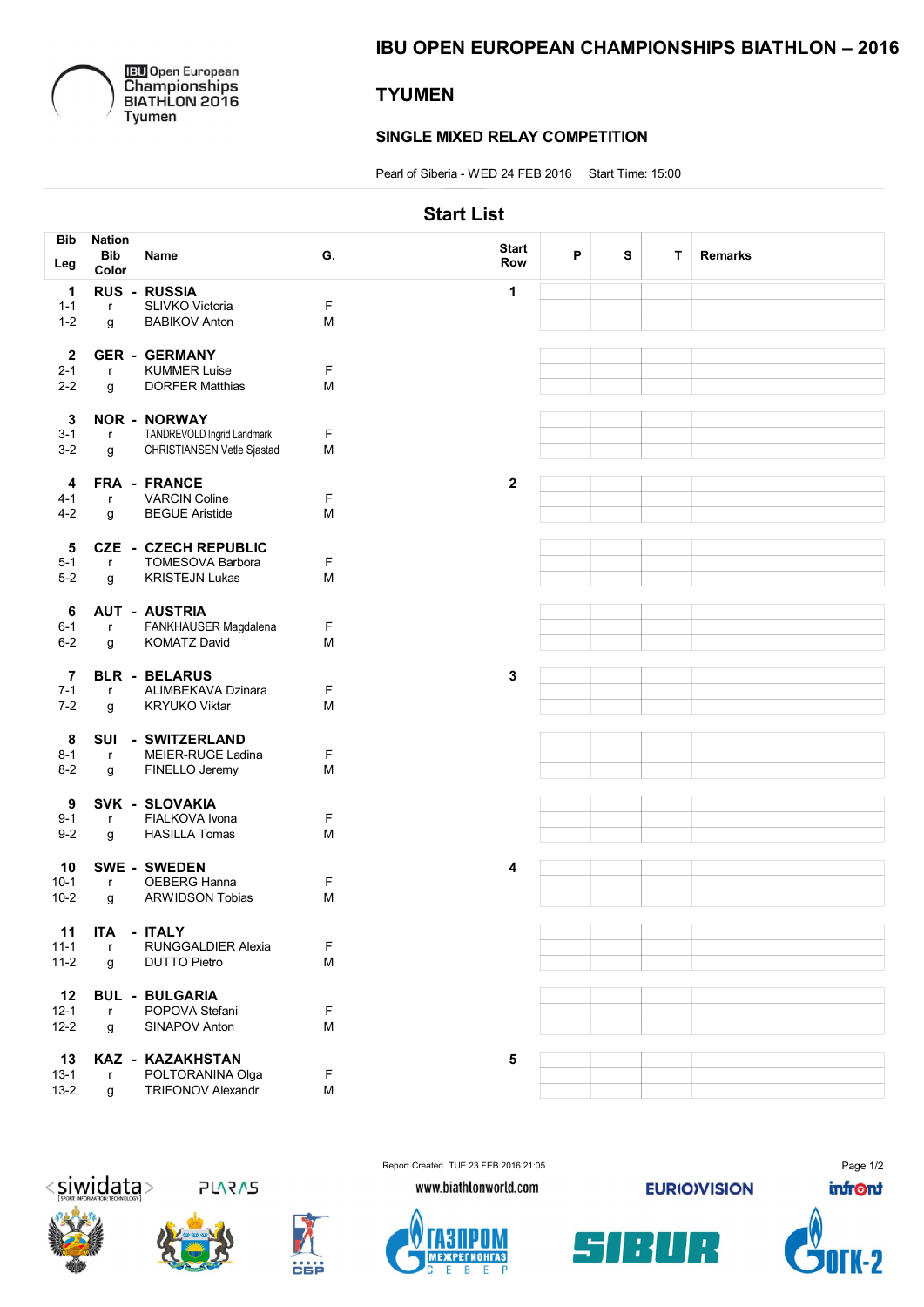# IBU OPEN EUROPEAN CHAMPIONSHIPS BIATHLON – 2016

## TYUMEN

### SINGLE MIXED RELAY COMPETITION

Pearl of Siberia - WED 24 FEB 2016 Start Time: 15:00

## Start List

| Bib / Leg | Nation / Bib Color | Name | G. | Start Row | P | S | T | Remarks |
|---|---|---|---|---|---|---|---|---|
| **1** | **RUS** | **RUSSIA** | | **1** | | | | |
| 1-1 | r | SLIVKO Victoria | F | | | | | |
| 1-2 | g | BABIKOV Anton | M | | | | | |
| **2** | **GER** | **GERMANY** | | | | | | |
| 2-1 | r | KUMMER Luise | F | | | | | |
| 2-2 | g | DORFER Matthias | M | | | | | |
| **3** | **NOR** | **NORWAY** | | | | | | |
| 3-1 | r | TANDREVOLD Ingrid Landmark | F | | | | | |
| 3-2 | g | CHRISTIANSEN Vetle Sjastad | M | | | | | |
| **4** | **FRA** | **FRANCE** | | **2** | | | | |
| 4-1 | r | VARCIN Coline | F | | | | | |
| 4-2 | g | BEGUE Aristide | M | | | | | |
| **5** | **CZE** | **CZECH REPUBLIC** | | | | | | |
| 5-1 | r | TOMESOVA Barbora | F | | | | | |
| 5-2 | g | KRISTEJN Lukas | M | | | | | |
| **6** | **AUT** | **AUSTRIA** | | | | | | |
| 6-1 | r | FANKHAUSER Magdalena | F | | | | | |
| 6-2 | g | KOMATZ David | M | | | | | |
| **7** | **BLR** | **BELARUS** | | **3** | | | | |
| 7-1 | r | ALIMBEKAVA Dzinara | F | | | | | |
| 7-2 | g | KRYUKO Viktar | M | | | | | |
| **8** | **SUI** | **SWITZERLAND** | | | | | | |
| 8-1 | r | MEIER-RUGE Ladina | F | | | | | |
| 8-2 | g | FINELLO Jeremy | M | | | | | |
| **9** | **SVK** | **SLOVAKIA** | | | | | | |
| 9-1 | r | FIALKOVA Ivona | F | | | | | |
| 9-2 | g | HASILLA Tomas | M | | | | | |
| **10** | **SWE** | **SWEDEN** | | **4** | | | | |
| 10-1 | r | OEBERG Hanna | F | | | | | |
| 10-2 | g | ARWIDSON Tobias | M | | | | | |
| **11** | **ITA** | **ITALY** | | | | | | |
| 11-1 | r | RUNGGALDIER Alexia | F | | | | | |
| 11-2 | g | DUTTO Pietro | M | | | | | |
| **12** | **BUL** | **BULGARIA** | | | | | | |
| 12-1 | r | POPOVA Stefani | F | | | | | |
| 12-2 | g | SINAPOV Anton | M | | | | | |
| **13** | **KAZ** | **KAZAKHSTAN** | | **5** | | | | |
| 13-1 | r | POLTORANINA Olga | F | | | | | |
| 13-2 | g | TRIFONOV Alexandr | M | | | | | |

Report Created TUE 23 FEB 2016 21:05

www.biathlonworld.com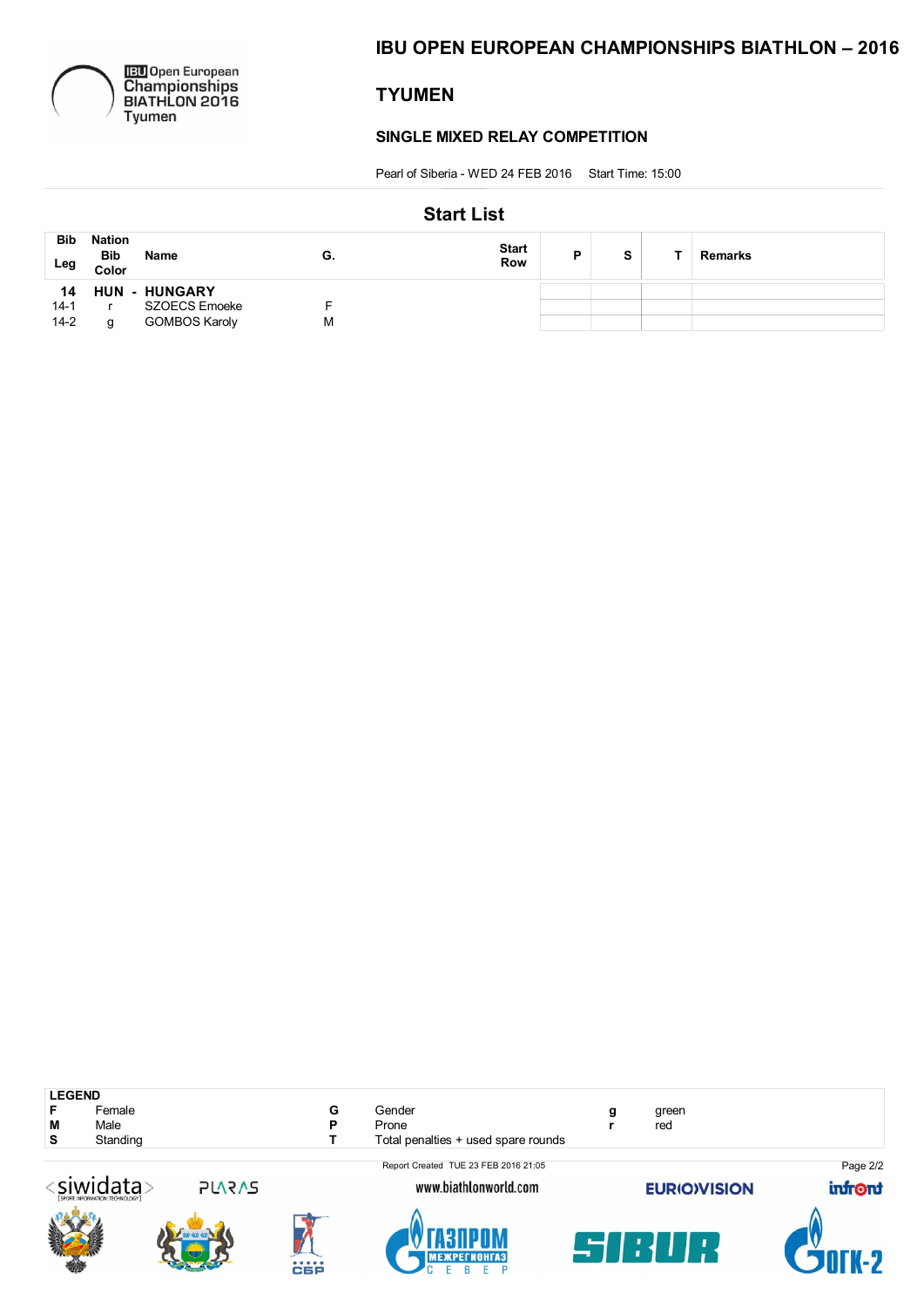# IBU OPEN EUROPEAN CHAMPIONSHIPS BIATHLON – 2016

## TYUMEN

### SINGLE MIXED RELAY COMPETITION

Pearl of Siberia - WED 24 FEB 2016 Start Time: 15:00

## Start List

| Bib / Leg | Nation / Bib Color | Name | G. | Start Row | P | S | T | Remarks |
|---|---|---|---|---|---|---|---|---|
| **14** | **HUN -** | **HUNGARY** | | | | | | |
| 14-1 | r | SZOECS Emoeke | F | | | | | |
| 14-2 | g | GOMBOS Karoly | M | | | | | |

**LEGEND**

| | | | | | |
|---|---|---|---|---|---|
| F | Female | G | Gender | g | green |
| M | Male | P | Prone | r | red |
| S | Standing | T | Total penalties + used spare rounds | | |

Report Created TUE 23 FEB 2016 21:05

www.biathlonworld.com